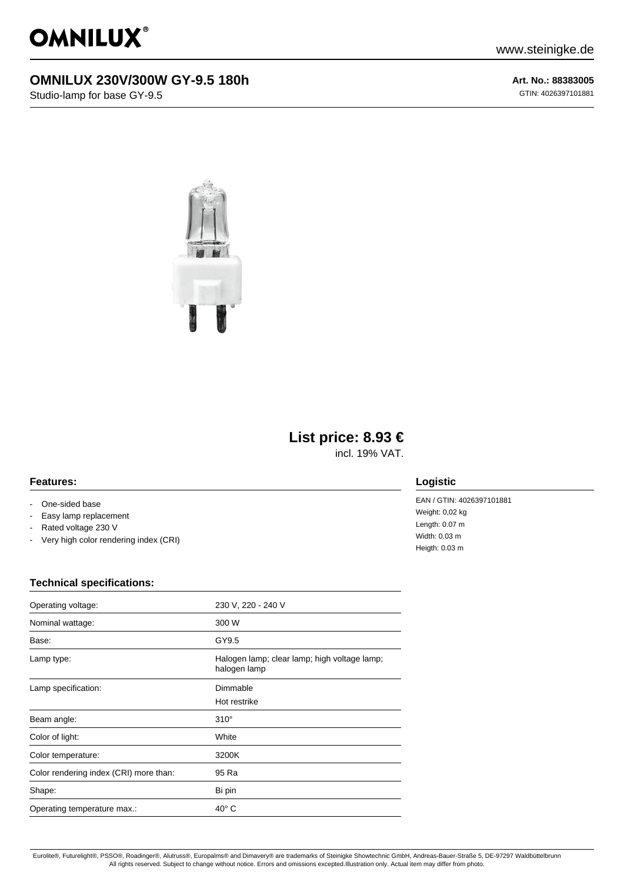# OMNILUX®

www.steinigke.de

## OMNILUX 230V/300W GY-9.5 180h

Studio-lamp for base GY-9.5

**Art. No.: 88383005**

GTIN: 4026397101881

## List price: 8.93 €

incl. 19% VAT.

### Features:

- One-sided base
- Easy lamp replacement
- Rated voltage 230 V
- Very high color rendering index (CRI)

### Logistic

EAN / GTIN: 4026397101881
Weight: 0,02 kg
Length: 0.07 m
Width: 0.03 m
Heigth: 0.03 m

### Technical specifications:

| | |
|---|---|
| Operating voltage: | 230 V, 220 - 240 V |
| Nominal wattage: | 300 W |
| Base: | GY9.5 |
| Lamp type: | Halogen lamp; clear lamp; high voltage lamp; halogen lamp |
| Lamp specification: | Dimmable<br>Hot restrike |
| Beam angle: | 310° |
| Color of light: | White |
| Color temperature: | 3200K |
| Color rendering index (CRI) more than: | 95 Ra |
| Shape: | Bi pin |
| Operating temperature max.: | 40° C |

Eurolite®, Futurelight®, PSSO®, Roadinger®, Alutruss®, Europalms® and Dimavery® are trademarks of Steinigke Showtechnic GmbH, Andreas-Bauer-Straße 5, DE-97297 Waldbüttelbrunn
All rights reserved. Subject to change without notice. Errors and omissions excepted.Illustration only. Actual item may differ from photo.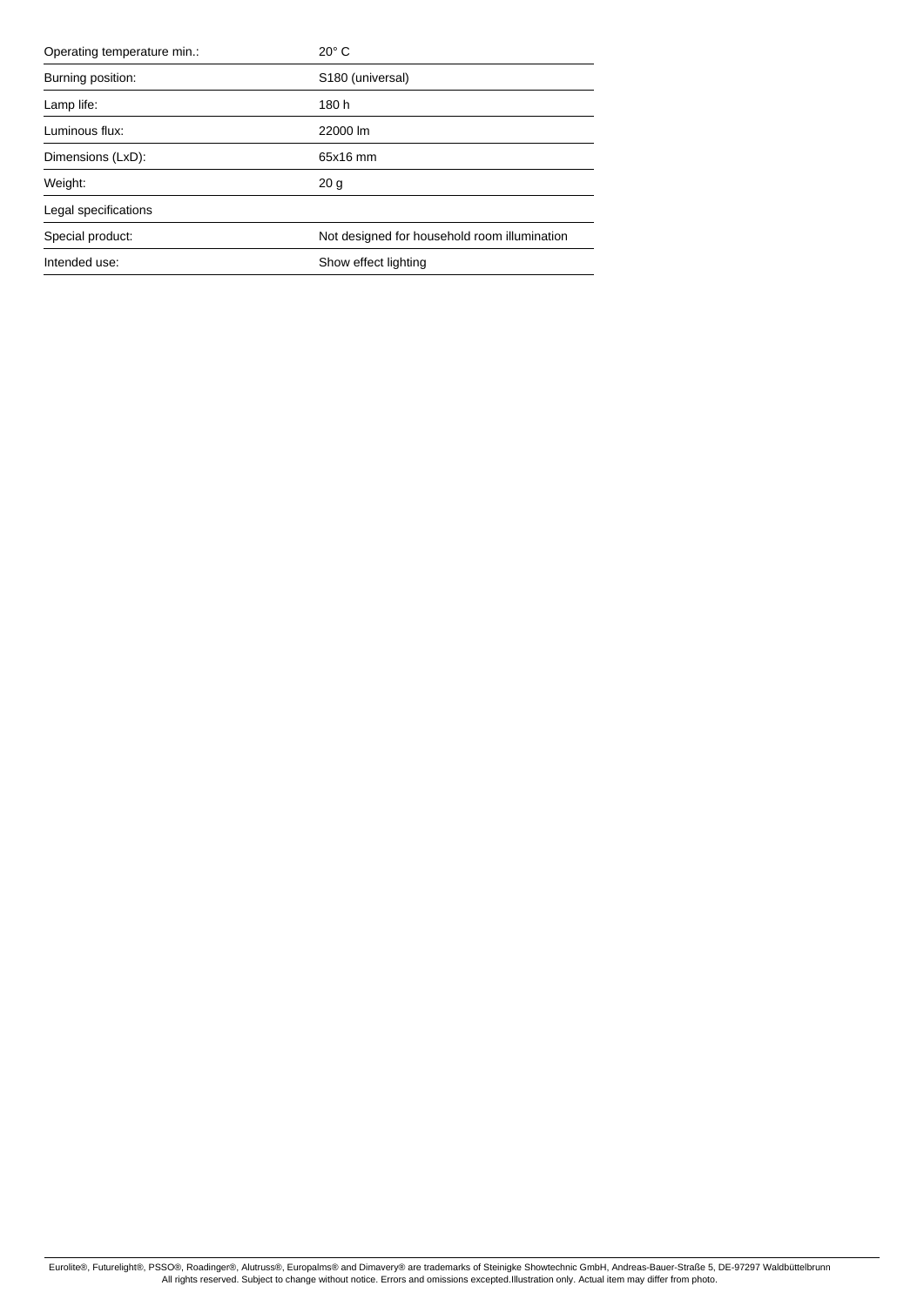| | |
|---|---|
| Operating temperature min.: | 20° C |
| Burning position: | S180 (universal) |
| Lamp life: | 180 h |
| Luminous flux: | 22000 lm |
| Dimensions (LxD): | 65x16 mm |
| Weight: | 20 g |
| Legal specifications | |
| Special product: | Not designed for household room illumination |
| Intended use: | Show effect lighting |

Eurolite®, Futurelight®, PSSO®, Roadinger®, Alutruss®, Europalms® and Dimavery® are trademarks of Steinigke Showtechnic GmbH, Andreas-Bauer-Straße 5, DE-97297 Waldbüttelbrunn
All rights reserved. Subject to change without notice. Errors and omissions excepted.Illustration only. Actual item may differ from photo.